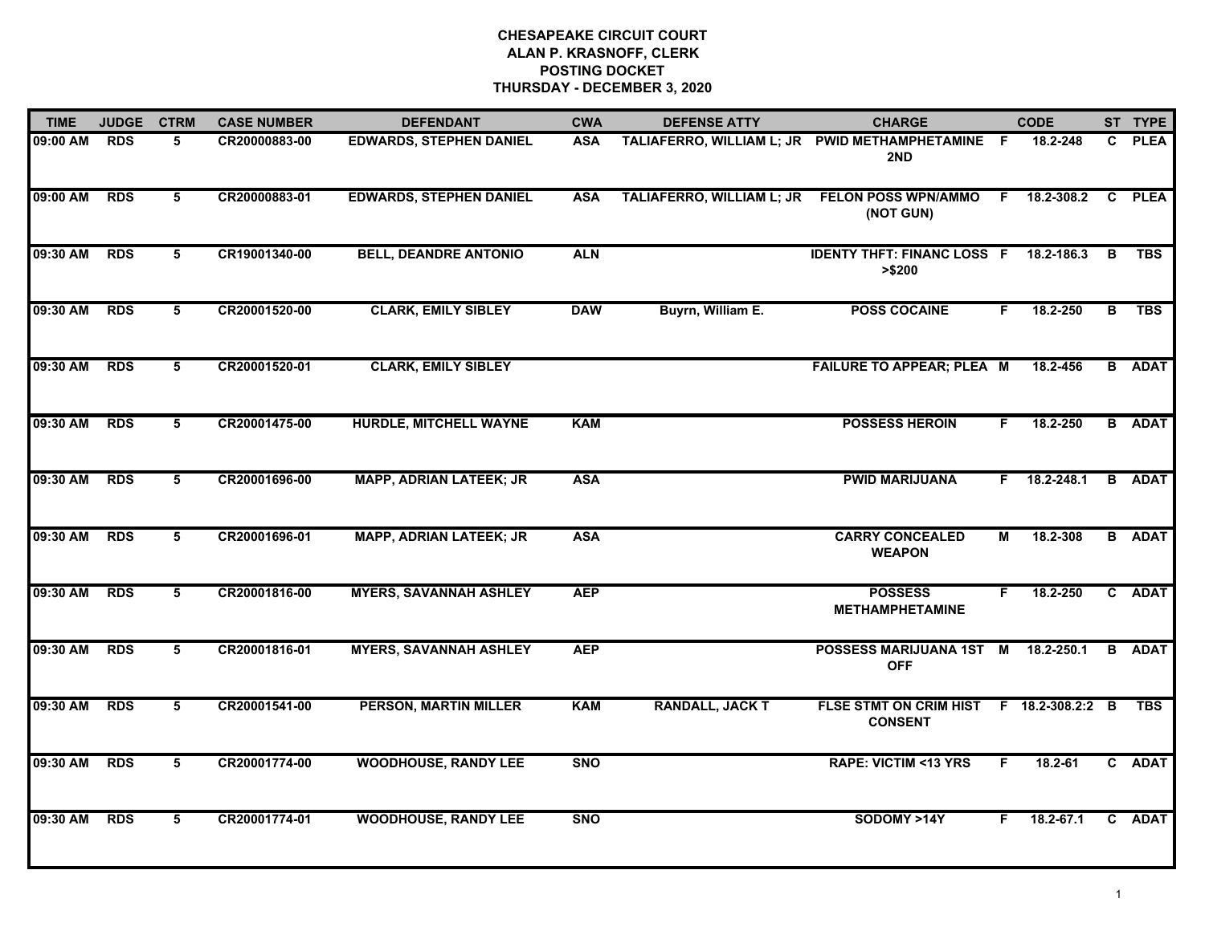# CHESAPEAKE CIRCUIT COURT
## ALAN P. KRASNOFF, CLERK
## POSTING DOCKET
## THURSDAY - DECEMBER 3, 2020

| TIME | JUDGE | CTRM | CASE NUMBER | DEFENDANT | CWA | DEFENSE ATTY | CHARGE | | CODE | ST | TYPE |
|---|---|---|---|---|---|---|---|---|---|---|---|
| 09:00 AM | RDS | 5 | CR20000883-00 | EDWARDS, STEPHEN DANIEL | ASA | TALIAFERRO, WILLIAM L; JR | PWID METHAMPHETAMINE 2ND | F | 18.2-248 | C | PLEA |
| 09:00 AM | RDS | 5 | CR20000883-01 | EDWARDS, STEPHEN DANIEL | ASA | TALIAFERRO, WILLIAM L; JR | FELON POSS WPN/AMMO (NOT GUN) | F | 18.2-308.2 | C | PLEA |
| 09:30 AM | RDS | 5 | CR19001340-00 | BELL, DEANDRE ANTONIO | ALN | | IDENTY THFT: FINANC LOSS >$200 | F | 18.2-186.3 | B | TBS |
| 09:30 AM | RDS | 5 | CR20001520-00 | CLARK, EMILY SIBLEY | DAW | Buyrn, William E. | POSS COCAINE | F | 18.2-250 | B | TBS |
| 09:30 AM | RDS | 5 | CR20001520-01 | CLARK, EMILY SIBLEY | | | FAILURE TO APPEAR; PLEA | M | 18.2-456 | B | ADAT |
| 09:30 AM | RDS | 5 | CR20001475-00 | HURDLE, MITCHELL WAYNE | KAM | | POSSESS HEROIN | F | 18.2-250 | B | ADAT |
| 09:30 AM | RDS | 5 | CR20001696-00 | MAPP, ADRIAN LATEEK; JR | ASA | | PWID MARIJUANA | F | 18.2-248.1 | B | ADAT |
| 09:30 AM | RDS | 5 | CR20001696-01 | MAPP, ADRIAN LATEEK; JR | ASA | | CARRY CONCEALED WEAPON | M | 18.2-308 | B | ADAT |
| 09:30 AM | RDS | 5 | CR20001816-00 | MYERS, SAVANNAH ASHLEY | AEP | | POSSESS METHAMPHETAMINE | F | 18.2-250 | C | ADAT |
| 09:30 AM | RDS | 5 | CR20001816-01 | MYERS, SAVANNAH ASHLEY | AEP | | POSSESS MARIJUANA 1ST OFF | M | 18.2-250.1 | B | ADAT |
| 09:30 AM | RDS | 5 | CR20001541-00 | PERSON, MARTIN MILLER | KAM | RANDALL, JACK T | FLSE STMT ON CRIM HIST CONSENT | F | 18.2-308.2:2 | B | TBS |
| 09:30 AM | RDS | 5 | CR20001774-00 | WOODHOUSE, RANDY LEE | SNO | | RAPE: VICTIM <13 YRS | F | 18.2-61 | C | ADAT |
| 09:30 AM | RDS | 5 | CR20001774-01 | WOODHOUSE, RANDY LEE | SNO | | SODOMY >14Y | F | 18.2-67.1 | C | ADAT |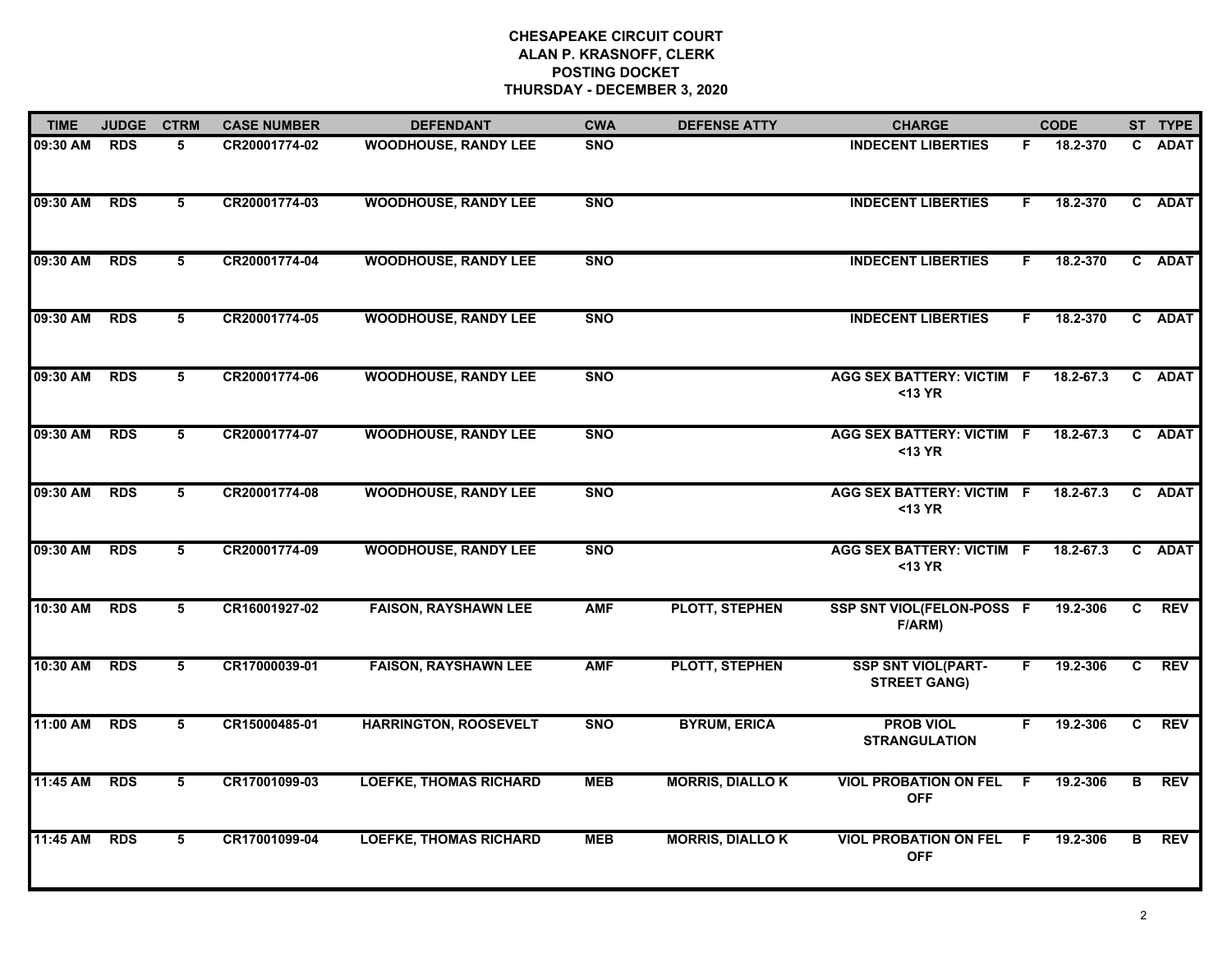**CHESAPEAKE CIRCUIT COURT**
**ALAN P. KRASNOFF, CLERK**
**POSTING DOCKET**
**THURSDAY - DECEMBER 3, 2020**

| TIME | JUDGE | CTRM | CASE NUMBER | DEFENDANT | CWA | DEFENSE ATTY | CHARGE | | CODE | ST | TYPE |
|---|---|---|---|---|---|---|---|---|---|---|---|
| 09:30 AM | RDS | 5 | CR20001774-02 | WOODHOUSE, RANDY LEE | SNO | | INDECENT LIBERTIES | F | 18.2-370 | C | ADAT |
| 09:30 AM | RDS | 5 | CR20001774-03 | WOODHOUSE, RANDY LEE | SNO | | INDECENT LIBERTIES | F | 18.2-370 | C | ADAT |
| 09:30 AM | RDS | 5 | CR20001774-04 | WOODHOUSE, RANDY LEE | SNO | | INDECENT LIBERTIES | F | 18.2-370 | C | ADAT |
| 09:30 AM | RDS | 5 | CR20001774-05 | WOODHOUSE, RANDY LEE | SNO | | INDECENT LIBERTIES | F | 18.2-370 | C | ADAT |
| 09:30 AM | RDS | 5 | CR20001774-06 | WOODHOUSE, RANDY LEE | SNO | | AGG SEX BATTERY: VICTIM <13 YR | F | 18.2-67.3 | C | ADAT |
| 09:30 AM | RDS | 5 | CR20001774-07 | WOODHOUSE, RANDY LEE | SNO | | AGG SEX BATTERY: VICTIM <13 YR | F | 18.2-67.3 | C | ADAT |
| 09:30 AM | RDS | 5 | CR20001774-08 | WOODHOUSE, RANDY LEE | SNO | | AGG SEX BATTERY: VICTIM <13 YR | F | 18.2-67.3 | C | ADAT |
| 09:30 AM | RDS | 5 | CR20001774-09 | WOODHOUSE, RANDY LEE | SNO | | AGG SEX BATTERY: VICTIM <13 YR | F | 18.2-67.3 | C | ADAT |
| 10:30 AM | RDS | 5 | CR16001927-02 | FAISON, RAYSHAWN LEE | AMF | PLOTT, STEPHEN | SSP SNT VIOL(FELON-POSS F/ARM) | F | 19.2-306 | C | REV |
| 10:30 AM | RDS | 5 | CR17000039-01 | FAISON, RAYSHAWN LEE | AMF | PLOTT, STEPHEN | SSP SNT VIOL(PART-STREET GANG) | F | 19.2-306 | C | REV |
| 11:00 AM | RDS | 5 | CR15000485-01 | HARRINGTON, ROOSEVELT | SNO | BYRUM, ERICA | PROB VIOL STRANGULATION | F | 19.2-306 | C | REV |
| 11:45 AM | RDS | 5 | CR17001099-03 | LOEFKE, THOMAS RICHARD | MEB | MORRIS, DIALLO K | VIOL PROBATION ON FEL OFF | F | 19.2-306 | B | REV |
| 11:45 AM | RDS | 5 | CR17001099-04 | LOEFKE, THOMAS RICHARD | MEB | MORRIS, DIALLO K | VIOL PROBATION ON FEL OFF | F | 19.2-306 | B | REV |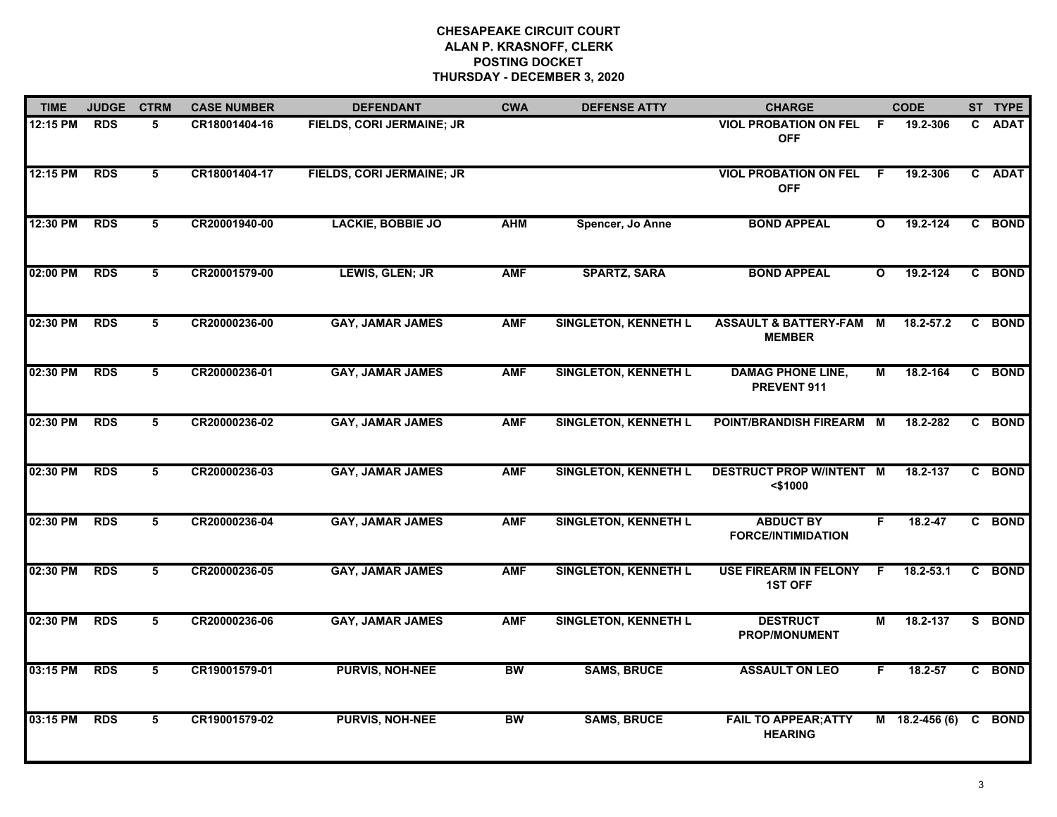# CHESAPEAKE CIRCUIT COURT
## ALAN P. KRASNOFF, CLERK
## POSTING DOCKET
## THURSDAY - DECEMBER 3, 2020

| TIME | JUDGE | CTRM | CASE NUMBER | DEFENDANT | CWA | DEFENSE ATTY | CHARGE | | CODE | ST | TYPE |
|---|---|---|---|---|---|---|---|---|---|---|---|
| 12:15 PM | RDS | 5 | CR18001404-16 | FIELDS, CORI JERMAINE; JR | | | VIOL PROBATION ON FEL OFF | F | 19.2-306 | C | ADAT |
| 12:15 PM | RDS | 5 | CR18001404-17 | FIELDS, CORI JERMAINE; JR | | | VIOL PROBATION ON FEL OFF | F | 19.2-306 | C | ADAT |
| 12:30 PM | RDS | 5 | CR20001940-00 | LACKIE, BOBBIE JO | AHM | Spencer, Jo Anne | BOND APPEAL | O | 19.2-124 | C | BOND |
| 02:00 PM | RDS | 5 | CR20001579-00 | LEWIS, GLEN; JR | AMF | SPARTZ, SARA | BOND APPEAL | O | 19.2-124 | C | BOND |
| 02:30 PM | RDS | 5 | CR20000236-00 | GAY, JAMAR JAMES | AMF | SINGLETON, KENNETH L | ASSAULT & BATTERY-FAM MEMBER | M | 18.2-57.2 | C | BOND |
| 02:30 PM | RDS | 5 | CR20000236-01 | GAY, JAMAR JAMES | AMF | SINGLETON, KENNETH L | DAMAG PHONE LINE, PREVENT 911 | M | 18.2-164 | C | BOND |
| 02:30 PM | RDS | 5 | CR20000236-02 | GAY, JAMAR JAMES | AMF | SINGLETON, KENNETH L | POINT/BRANDISH FIREARM | M | 18.2-282 | C | BOND |
| 02:30 PM | RDS | 5 | CR20000236-03 | GAY, JAMAR JAMES | AMF | SINGLETON, KENNETH L | DESTRUCT PROP W/INTENT <$1000 | M | 18.2-137 | C | BOND |
| 02:30 PM | RDS | 5 | CR20000236-04 | GAY, JAMAR JAMES | AMF | SINGLETON, KENNETH L | ABDUCT BY FORCE/INTIMIDATION | F | 18.2-47 | C | BOND |
| 02:30 PM | RDS | 5 | CR20000236-05 | GAY, JAMAR JAMES | AMF | SINGLETON, KENNETH L | USE FIREARM IN FELONY 1ST OFF | F | 18.2-53.1 | C | BOND |
| 02:30 PM | RDS | 5 | CR20000236-06 | GAY, JAMAR JAMES | AMF | SINGLETON, KENNETH L | DESTRUCT PROP/MONUMENT | M | 18.2-137 | S | BOND |
| 03:15 PM | RDS | 5 | CR19001579-01 | PURVIS, NOH-NEE | BW | SAMS, BRUCE | ASSAULT ON LEO | F | 18.2-57 | C | BOND |
| 03:15 PM | RDS | 5 | CR19001579-02 | PURVIS, NOH-NEE | BW | SAMS, BRUCE | FAIL TO APPEAR;ATTY HEARING | M | 18.2-456 (6) | C | BOND |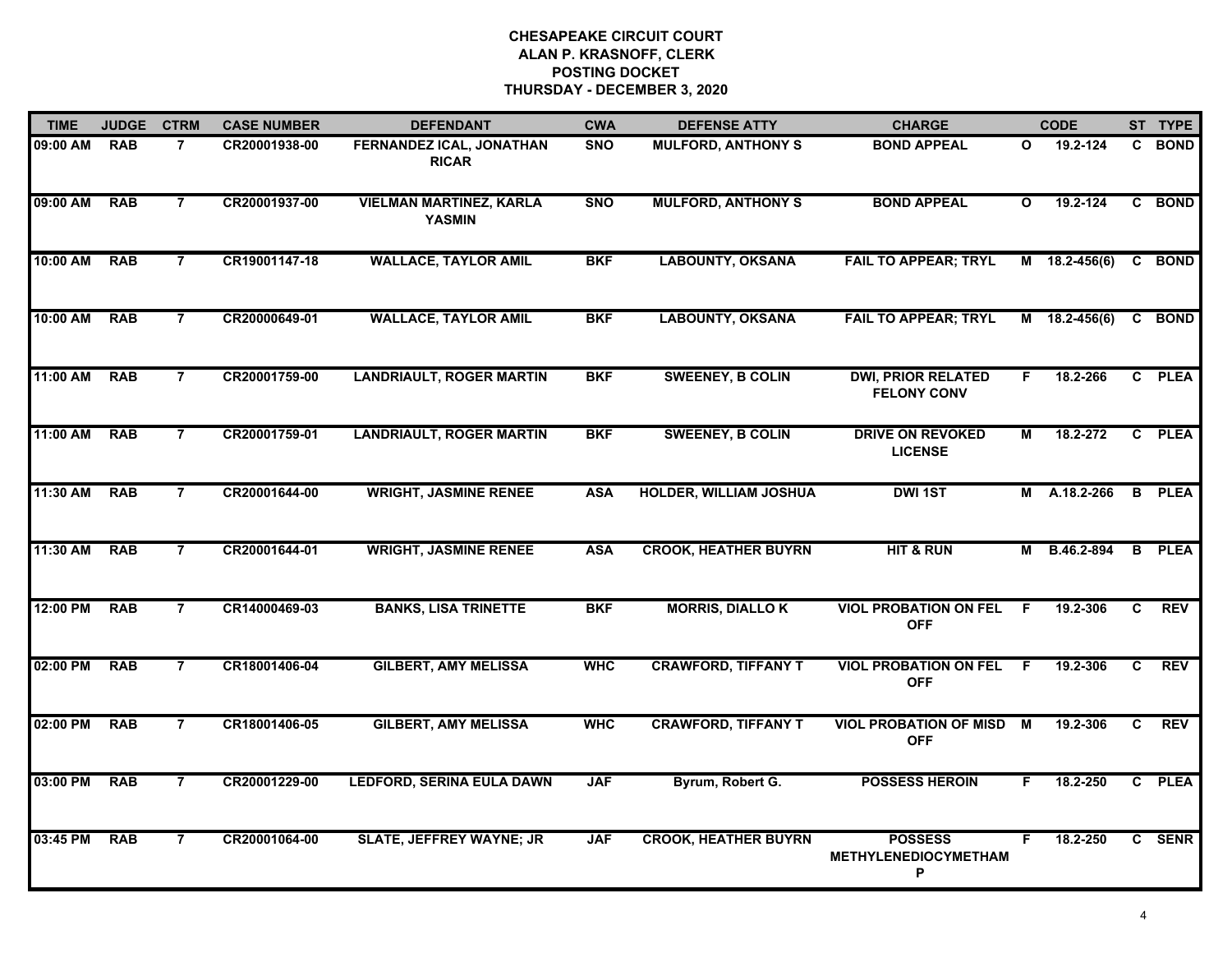**CHESAPEAKE CIRCUIT COURT**
**ALAN P. KRASNOFF, CLERK**
**POSTING DOCKET**
**THURSDAY - DECEMBER 3, 2020**

| TIME | JUDGE | CTRM | CASE NUMBER | DEFENDANT | CWA | DEFENSE ATTY | CHARGE | | CODE | ST | TYPE |
|---|---|---|---|---|---|---|---|---|---|---|---|
| 09:00 AM | RAB | 7 | CR20001938-00 | FERNANDEZ ICAL, JONATHAN RICAR | SNO | MULFORD, ANTHONY S | BOND APPEAL | O | 19.2-124 | C | BOND |
| 09:00 AM | RAB | 7 | CR20001937-00 | VIELMAN MARTINEZ, KARLA YASMIN | SNO | MULFORD, ANTHONY S | BOND APPEAL | O | 19.2-124 | C | BOND |
| 10:00 AM | RAB | 7 | CR19001147-18 | WALLACE, TAYLOR AMIL | BKF | LABOUNTY, OKSANA | FAIL TO APPEAR; TRYL | M | 18.2-456(6) | C | BOND |
| 10:00 AM | RAB | 7 | CR20000649-01 | WALLACE, TAYLOR AMIL | BKF | LABOUNTY, OKSANA | FAIL TO APPEAR; TRYL | M | 18.2-456(6) | C | BOND |
| 11:00 AM | RAB | 7 | CR20001759-00 | LANDRIAULT, ROGER MARTIN | BKF | SWEENEY, B COLIN | DWI, PRIOR RELATED FELONY CONV | F | 18.2-266 | C | PLEA |
| 11:00 AM | RAB | 7 | CR20001759-01 | LANDRIAULT, ROGER MARTIN | BKF | SWEENEY, B COLIN | DRIVE ON REVOKED LICENSE | M | 18.2-272 | C | PLEA |
| 11:30 AM | RAB | 7 | CR20001644-00 | WRIGHT, JASMINE RENEE | ASA | HOLDER, WILLIAM JOSHUA | DWI 1ST | M | A.18.2-266 | B | PLEA |
| 11:30 AM | RAB | 7 | CR20001644-01 | WRIGHT, JASMINE RENEE | ASA | CROOK, HEATHER BUYRN | HIT & RUN | M | B.46.2-894 | B | PLEA |
| 12:00 PM | RAB | 7 | CR14000469-03 | BANKS, LISA TRINETTE | BKF | MORRIS, DIALLO K | VIOL PROBATION ON FEL OFF | F | 19.2-306 | C | REV |
| 02:00 PM | RAB | 7 | CR18001406-04 | GILBERT, AMY MELISSA | WHC | CRAWFORD, TIFFANY T | VIOL PROBATION ON FEL OFF | F | 19.2-306 | C | REV |
| 02:00 PM | RAB | 7 | CR18001406-05 | GILBERT, AMY MELISSA | WHC | CRAWFORD, TIFFANY T | VIOL PROBATION OF MISD OFF | M | 19.2-306 | C | REV |
| 03:00 PM | RAB | 7 | CR20001229-00 | LEDFORD, SERINA EULA DAWN | JAF | Byrum, Robert G. | POSSESS HEROIN | F | 18.2-250 | C | PLEA |
| 03:45 PM | RAB | 7 | CR20001064-00 | SLATE, JEFFREY WAYNE; JR | JAF | CROOK, HEATHER BUYRN | POSSESS METHYLENEDIOCYMETHAMP | F | 18.2-250 | C | SENR |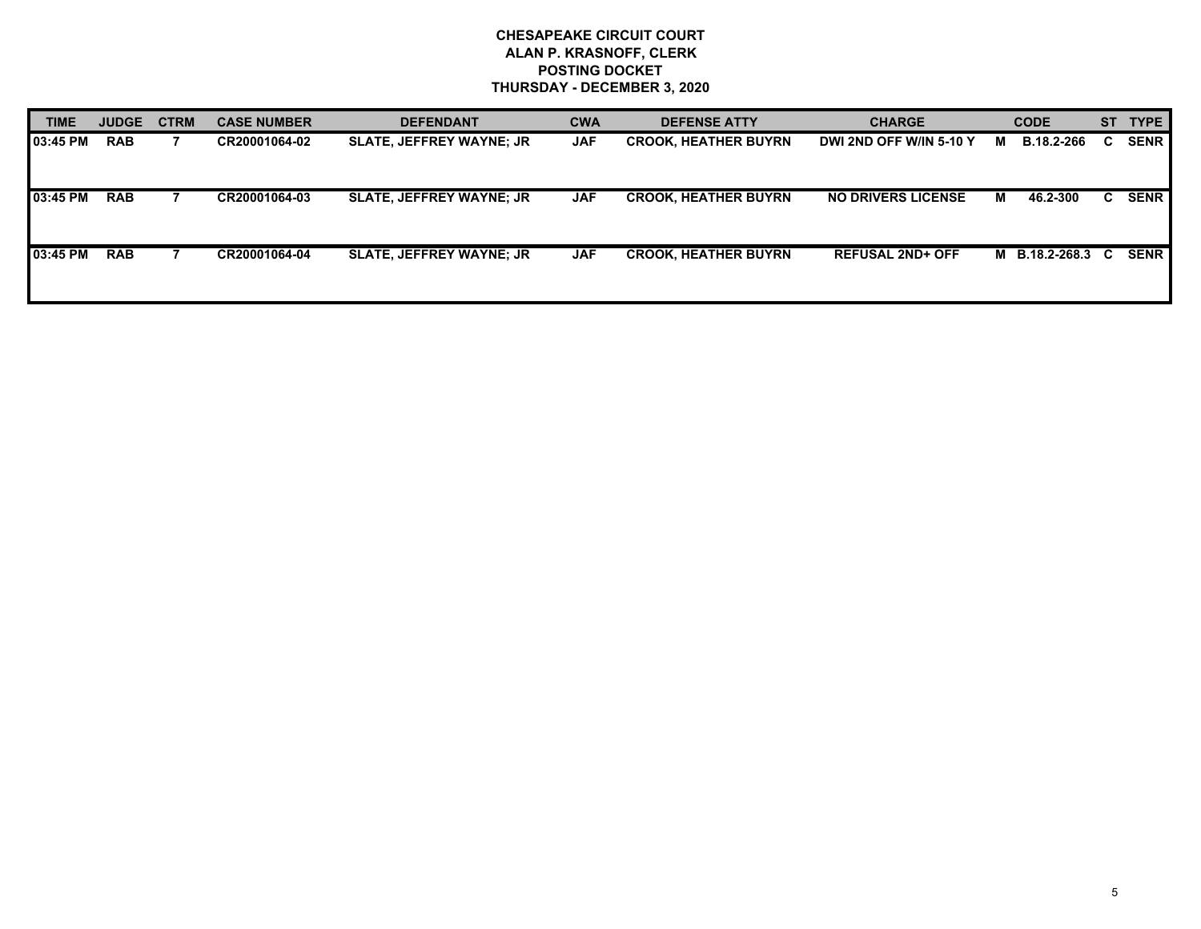**CHESAPEAKE CIRCUIT COURT**
**ALAN P. KRASNOFF, CLERK**
**POSTING DOCKET**
**THURSDAY - DECEMBER 3, 2020**

| TIME | JUDGE | CTRM | CASE NUMBER | DEFENDANT | CWA | DEFENSE ATTY | CHARGE | | CODE | ST | TYPE |
|---|---|---|---|---|---|---|---|---|---|---|---|
| 03:45 PM | RAB | 7 | CR20001064-02 | SLATE, JEFFREY WAYNE; JR | JAF | CROOK, HEATHER BUYRN | DWI 2ND OFF W/IN 5-10 Y | M | B.18.2-266 | C | SENR |
| 03:45 PM | RAB | 7 | CR20001064-03 | SLATE, JEFFREY WAYNE; JR | JAF | CROOK, HEATHER BUYRN | NO DRIVERS LICENSE | M | 46.2-300 | C | SENR |
| 03:45 PM | RAB | 7 | CR20001064-04 | SLATE, JEFFREY WAYNE; JR | JAF | CROOK, HEATHER BUYRN | REFUSAL 2ND+ OFF | M | B.18.2-268.3 | C | SENR |